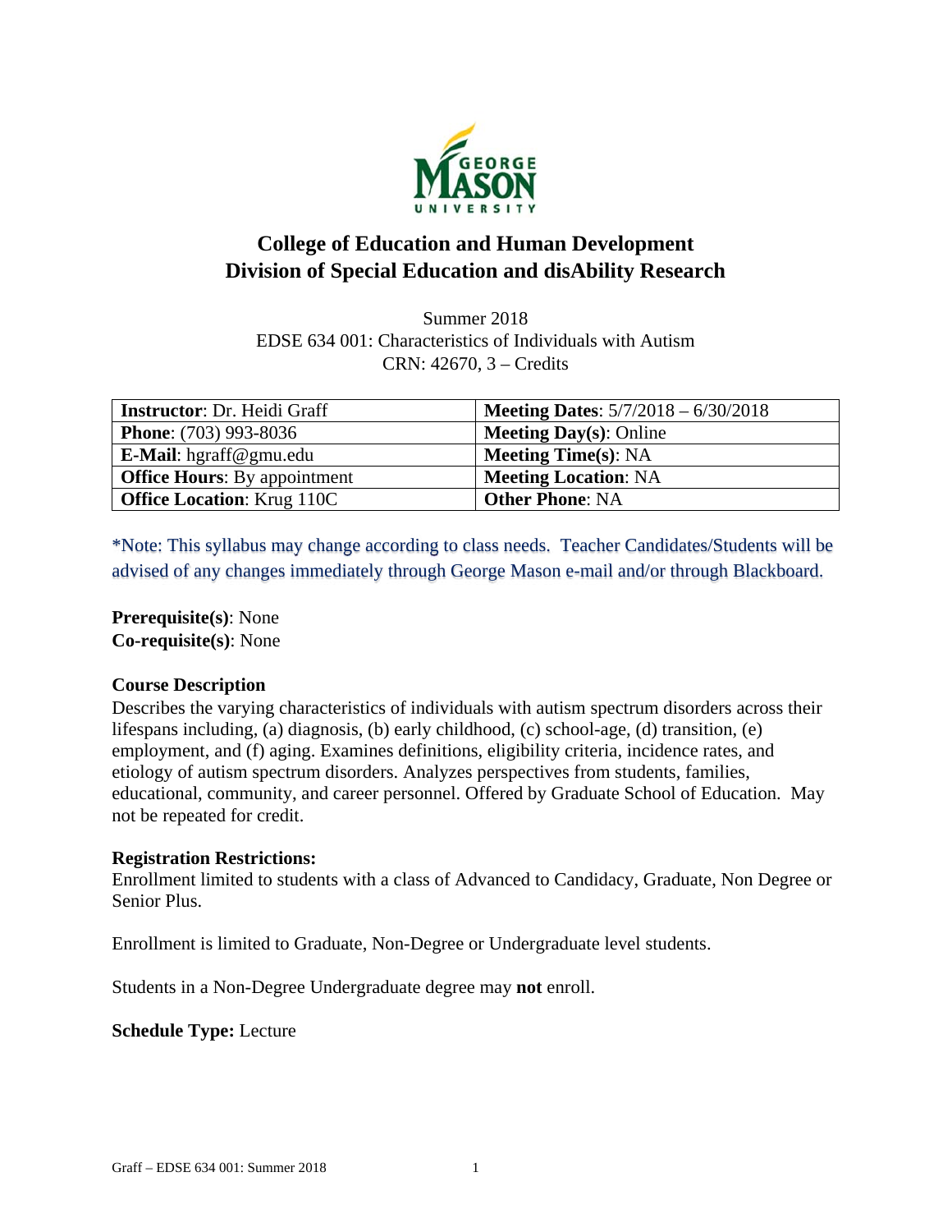# College of Education and Human Development
# Division of Special Education and disAbility Research

Summer 2018
EDSE 634 001: Characteristics of Individuals with Autism
CRN: 42670, 3 – Credits

| **Instructor**: Dr. Heidi Graff | **Meeting Dates**: 5/7/2018 – 6/30/2018 |
|---|---|
| **Phone**: (703) 993-8036 | **Meeting Day(s)**: Online |
| **E-Mail**: hgraff@gmu.edu | **Meeting Time(s)**: NA |
| **Office Hours**: By appointment | **Meeting Location**: NA |
| **Office Location**: Krug 110C | **Other Phone**: NA |

*Note: This syllabus may change according to class needs. Teacher Candidates/Students will be advised of any changes immediately through George Mason e-mail and/or through Blackboard.

**Prerequisite(s)**: None
**Co-requisite(s)**: None

**Course Description**
Describes the varying characteristics of individuals with autism spectrum disorders across their lifespans including, (a) diagnosis, (b) early childhood, (c) school-age, (d) transition, (e) employment, and (f) aging. Examines definitions, eligibility criteria, incidence rates, and etiology of autism spectrum disorders. Analyzes perspectives from students, families, educational, community, and career personnel. Offered by Graduate School of Education. May not be repeated for credit.

**Registration Restrictions:**
Enrollment limited to students with a class of Advanced to Candidacy, Graduate, Non Degree or Senior Plus.

Enrollment is limited to Graduate, Non-Degree or Undergraduate level students.

Students in a Non-Degree Undergraduate degree may **not** enroll.

**Schedule Type:** Lecture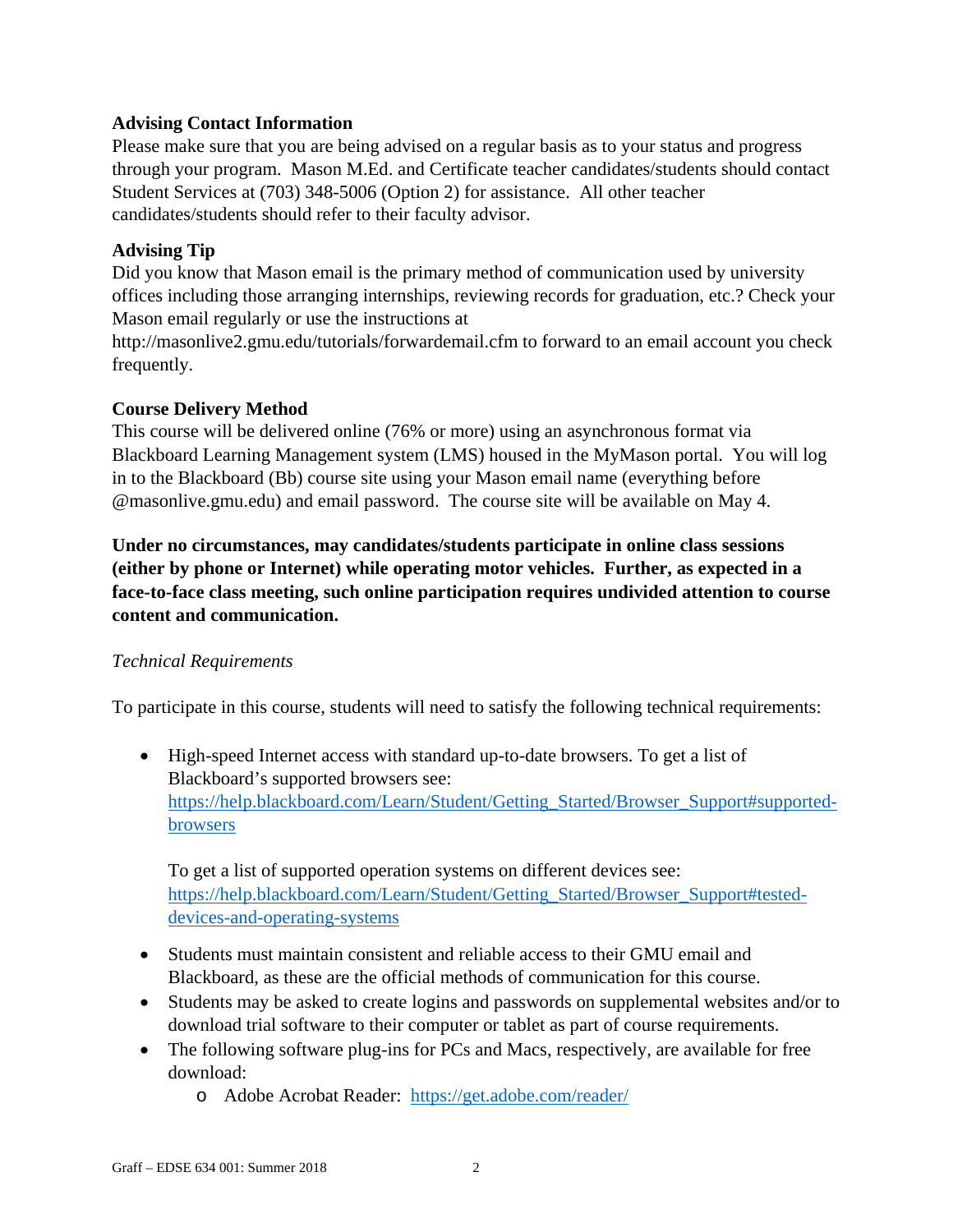**Advising Contact Information**

Please make sure that you are being advised on a regular basis as to your status and progress through your program. Mason M.Ed. and Certificate teacher candidates/students should contact Student Services at (703) 348-5006 (Option 2) for assistance. All other teacher candidates/students should refer to their faculty advisor.

**Advising Tip**

Did you know that Mason email is the primary method of communication used by university offices including those arranging internships, reviewing records for graduation, etc.? Check your Mason email regularly or use the instructions at http://masonlive2.gmu.edu/tutorials/forwardemail.cfm to forward to an email account you check frequently.

**Course Delivery Method**

This course will be delivered online (76% or more) using an asynchronous format via Blackboard Learning Management system (LMS) housed in the MyMason portal. You will log in to the Blackboard (Bb) course site using your Mason email name (everything before @masonlive.gmu.edu) and email password. The course site will be available on May 4.

**Under no circumstances, may candidates/students participate in online class sessions (either by phone or Internet) while operating motor vehicles. Further, as expected in a face-to-face class meeting, such online participation requires undivided attention to course content and communication.**

*Technical Requirements*

To participate in this course, students will need to satisfy the following technical requirements:

- High-speed Internet access with standard up-to-date browsers. To get a list of Blackboard's supported browsers see: https://help.blackboard.com/Learn/Student/Getting_Started/Browser_Support#supported-browsers

  To get a list of supported operation systems on different devices see: https://help.blackboard.com/Learn/Student/Getting_Started/Browser_Support#tested-devices-and-operating-systems

- Students must maintain consistent and reliable access to their GMU email and Blackboard, as these are the official methods of communication for this course.
- Students may be asked to create logins and passwords on supplemental websites and/or to download trial software to their computer or tablet as part of course requirements.
- The following software plug-ins for PCs and Macs, respectively, are available for free download:
  - Adobe Acrobat Reader: https://get.adobe.com/reader/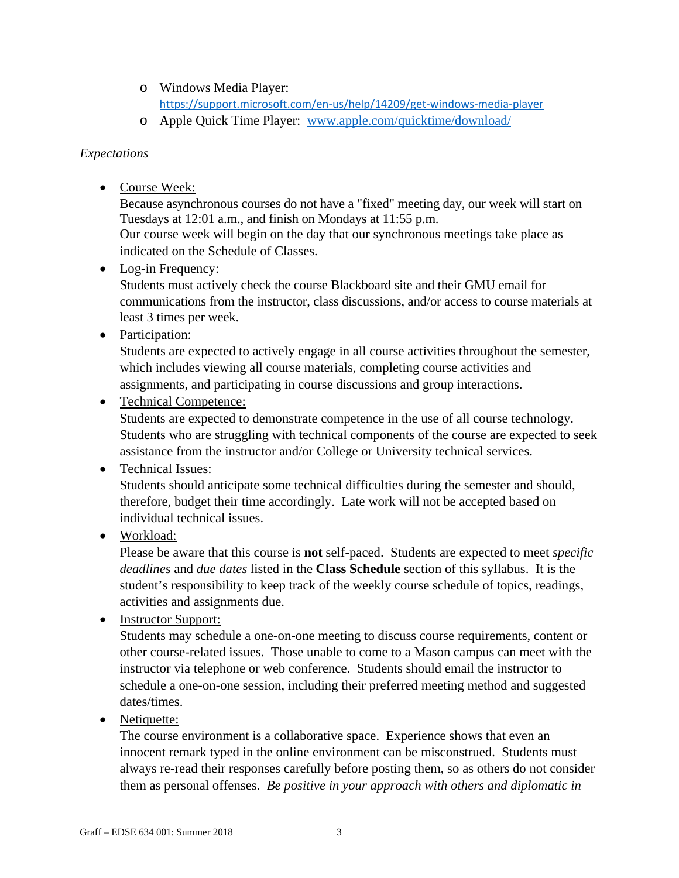- Windows Media Player: https://support.microsoft.com/en-us/help/14209/get-windows-media-player
- Apple Quick Time Player: [www.apple.com/quicktime/download/](www.apple.com/quicktime/download/)

*Expectations*

- Course Week:
  Because asynchronous courses do not have a "fixed" meeting day, our week will start on Tuesdays at 12:01 a.m., and finish on Mondays at 11:55 p.m.
  Our course week will begin on the day that our synchronous meetings take place as indicated on the Schedule of Classes.
- Log-in Frequency:
  Students must actively check the course Blackboard site and their GMU email for communications from the instructor, class discussions, and/or access to course materials at least 3 times per week.
- Participation:
  Students are expected to actively engage in all course activities throughout the semester, which includes viewing all course materials, completing course activities and assignments, and participating in course discussions and group interactions.
- Technical Competence:
  Students are expected to demonstrate competence in the use of all course technology. Students who are struggling with technical components of the course are expected to seek assistance from the instructor and/or College or University technical services.
- Technical Issues:
  Students should anticipate some technical difficulties during the semester and should, therefore, budget their time accordingly. Late work will not be accepted based on individual technical issues.
- Workload:
  Please be aware that this course is **not** self-paced. Students are expected to meet *specific deadlines* and *due dates* listed in the **Class Schedule** section of this syllabus. It is the student's responsibility to keep track of the weekly course schedule of topics, readings, activities and assignments due.
- Instructor Support:
  Students may schedule a one-on-one meeting to discuss course requirements, content or other course-related issues. Those unable to come to a Mason campus can meet with the instructor via telephone or web conference. Students should email the instructor to schedule a one-on-one session, including their preferred meeting method and suggested dates/times.
- Netiquette:
  The course environment is a collaborative space. Experience shows that even an innocent remark typed in the online environment can be misconstrued. Students must always re-read their responses carefully before posting them, so as others do not consider them as personal offenses. *Be positive in your approach with others and diplomatic in*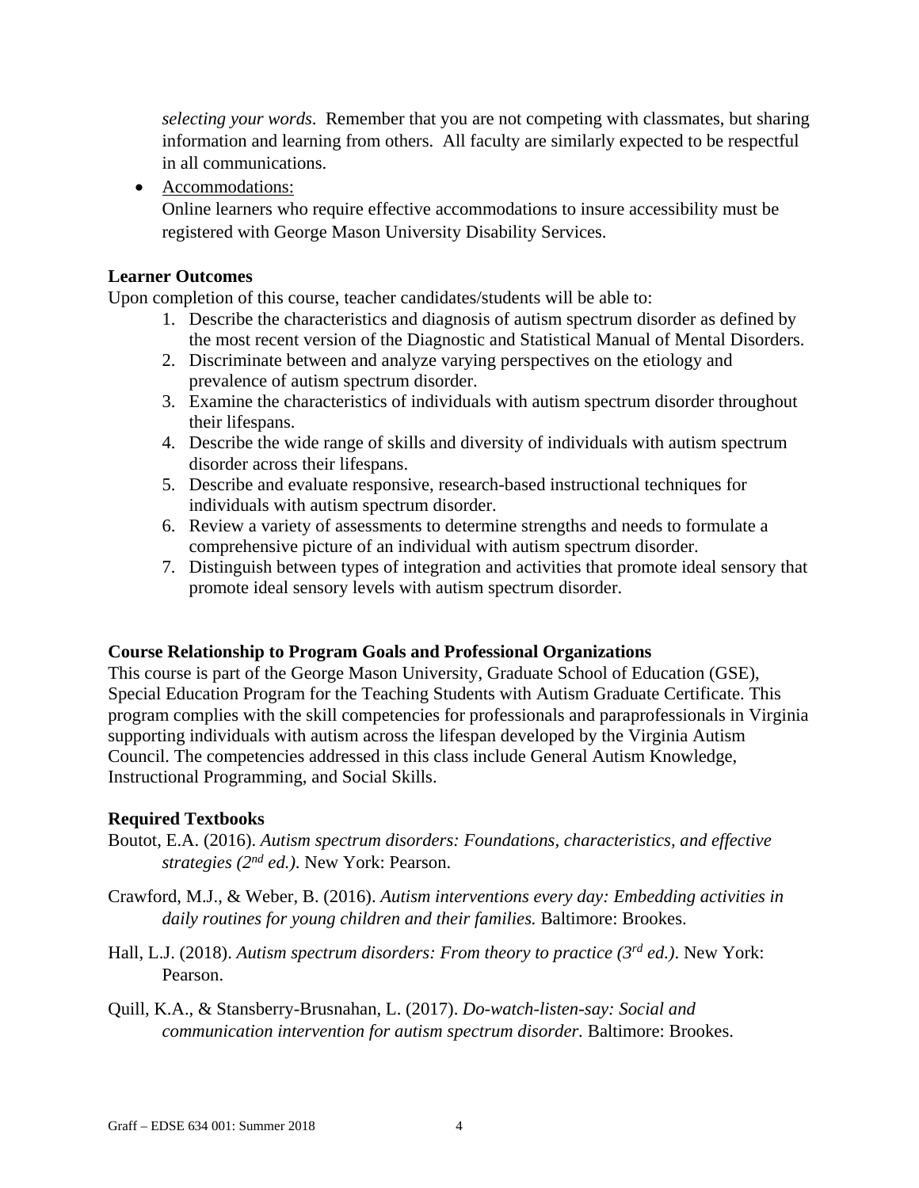*selecting your words*. Remember that you are not competing with classmates, but sharing information and learning from others. All faculty are similarly expected to be respectful in all communications.

- Accommodations:
  Online learners who require effective accommodations to insure accessibility must be registered with George Mason University Disability Services.

**Learner Outcomes**

Upon completion of this course, teacher candidates/students will be able to:

1. Describe the characteristics and diagnosis of autism spectrum disorder as defined by the most recent version of the Diagnostic and Statistical Manual of Mental Disorders.
2. Discriminate between and analyze varying perspectives on the etiology and prevalence of autism spectrum disorder.
3. Examine the characteristics of individuals with autism spectrum disorder throughout their lifespans.
4. Describe the wide range of skills and diversity of individuals with autism spectrum disorder across their lifespans.
5. Describe and evaluate responsive, research-based instructional techniques for individuals with autism spectrum disorder.
6. Review a variety of assessments to determine strengths and needs to formulate a comprehensive picture of an individual with autism spectrum disorder.
7. Distinguish between types of integration and activities that promote ideal sensory that promote ideal sensory levels with autism spectrum disorder.

**Course Relationship to Program Goals and Professional Organizations**

This course is part of the George Mason University, Graduate School of Education (GSE), Special Education Program for the Teaching Students with Autism Graduate Certificate. This program complies with the skill competencies for professionals and paraprofessionals in Virginia supporting individuals with autism across the lifespan developed by the Virginia Autism Council. The competencies addressed in this class include General Autism Knowledge, Instructional Programming, and Social Skills.

**Required Textbooks**

Boutot, E.A. (2016). *Autism spectrum disorders: Foundations, characteristics, and effective strategies (2nd ed.)*. New York: Pearson.

Crawford, M.J., & Weber, B. (2016). *Autism interventions every day: Embedding activities in daily routines for young children and their families.* Baltimore: Brookes.

Hall, L.J. (2018). *Autism spectrum disorders: From theory to practice (3rd ed.)*. New York: Pearson.

Quill, K.A., & Stansberry-Brusnahan, L. (2017). *Do-watch-listen-say: Social and communication intervention for autism spectrum disorder.* Baltimore: Brookes.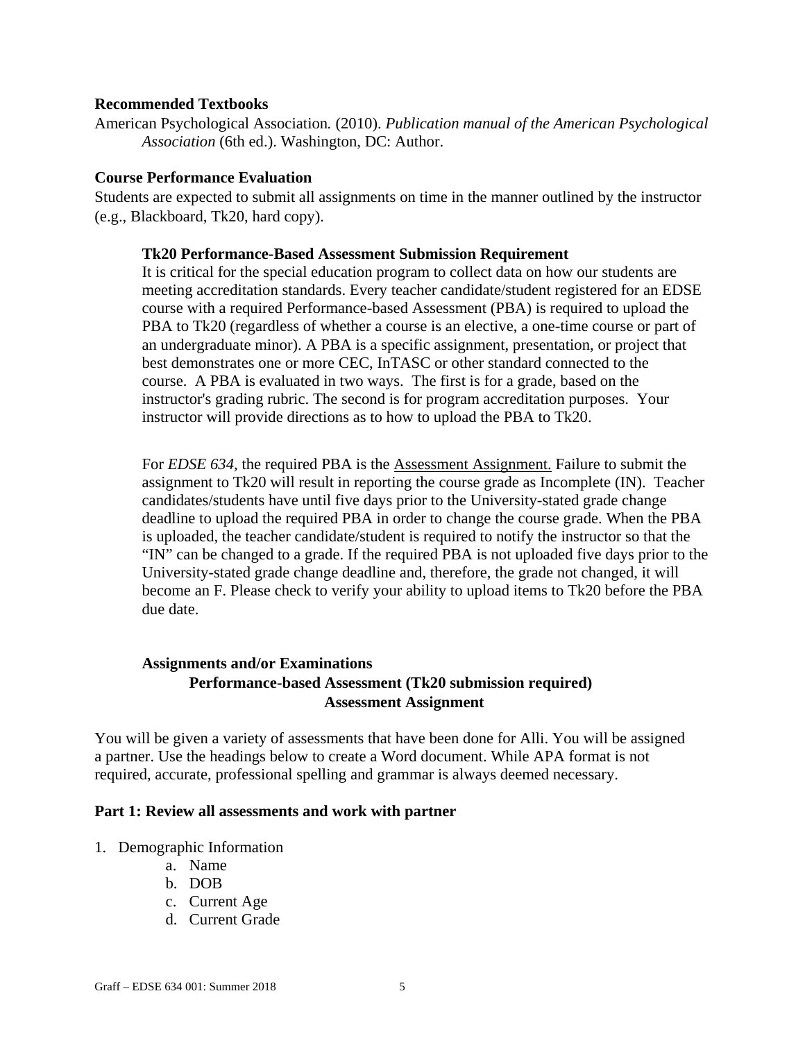**Recommended Textbooks**

American Psychological Association. (2010). *Publication manual of the American Psychological Association* (6th ed.). Washington, DC: Author.

**Course Performance Evaluation**

Students are expected to submit all assignments on time in the manner outlined by the instructor (e.g., Blackboard, Tk20, hard copy).

**Tk20 Performance-Based Assessment Submission Requirement**

It is critical for the special education program to collect data on how our students are meeting accreditation standards. Every teacher candidate/student registered for an EDSE course with a required Performance-based Assessment (PBA) is required to upload the PBA to Tk20 (regardless of whether a course is an elective, a one-time course or part of an undergraduate minor). A PBA is a specific assignment, presentation, or project that best demonstrates one or more CEC, InTASC or other standard connected to the course. A PBA is evaluated in two ways. The first is for a grade, based on the instructor's grading rubric. The second is for program accreditation purposes. Your instructor will provide directions as to how to upload the PBA to Tk20.

For *EDSE 634,* the required PBA is the Assessment Assignment. Failure to submit the assignment to Tk20 will result in reporting the course grade as Incomplete (IN). Teacher candidates/students have until five days prior to the University-stated grade change deadline to upload the required PBA in order to change the course grade. When the PBA is uploaded, the teacher candidate/student is required to notify the instructor so that the "IN" can be changed to a grade. If the required PBA is not uploaded five days prior to the University-stated grade change deadline and, therefore, the grade not changed, it will become an F. Please check to verify your ability to upload items to Tk20 before the PBA due date.

**Assignments and/or Examinations**

**Performance-based Assessment (Tk20 submission required)**

**Assessment Assignment**

You will be given a variety of assessments that have been done for Alli. You will be assigned a partner. Use the headings below to create a Word document. While APA format is not required, accurate, professional spelling and grammar is always deemed necessary.

**Part 1: Review all assessments and work with partner**

1. Demographic Information
    a. Name
    b. DOB
    c. Current Age
    d. Current Grade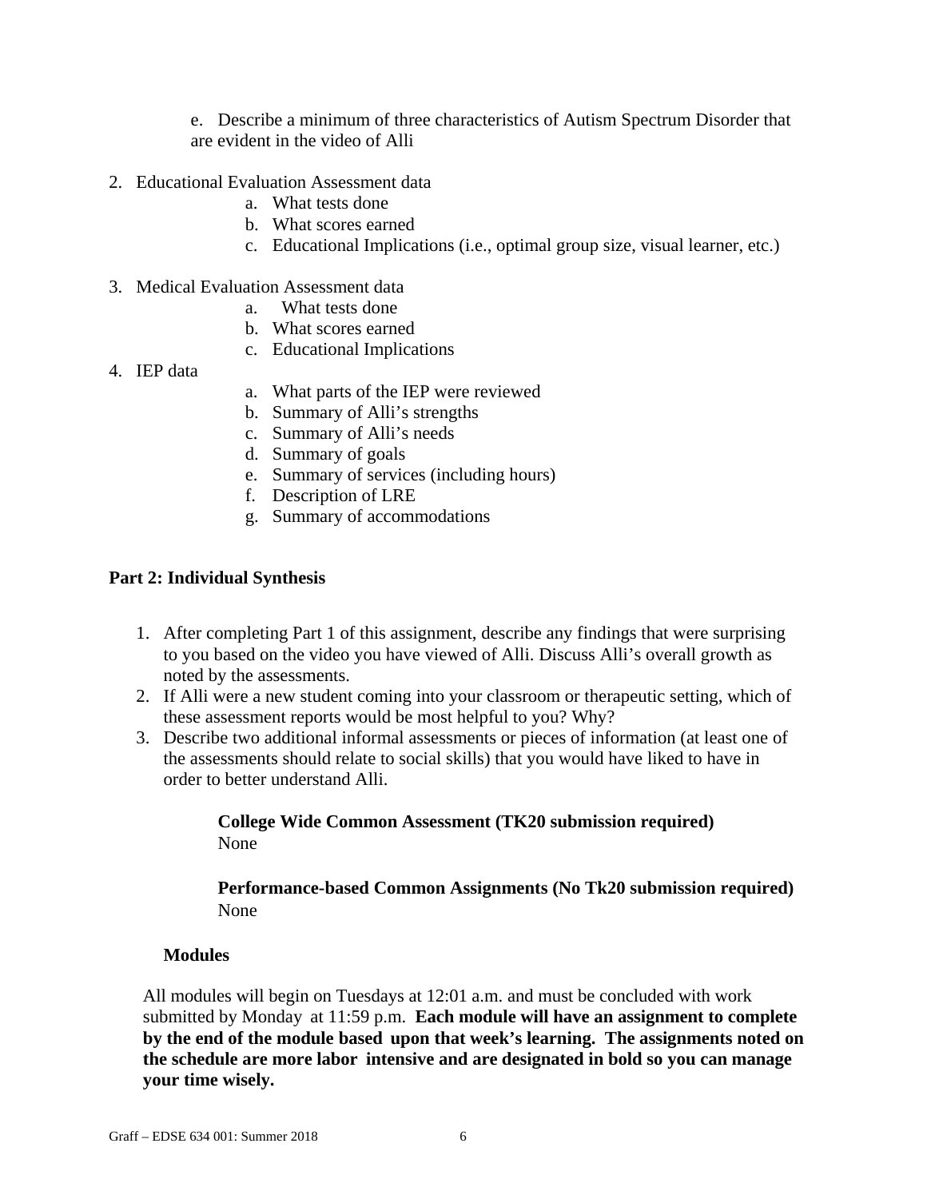e. Describe a minimum of three characteristics of Autism Spectrum Disorder that are evident in the video of Alli

2. Educational Evaluation Assessment data
   a. What tests done
   b. What scores earned
   c. Educational Implications (i.e., optimal group size, visual learner, etc.)

3. Medical Evaluation Assessment data
   a. What tests done
   b. What scores earned
   c. Educational Implications

4. IEP data
   a. What parts of the IEP were reviewed
   b. Summary of Alli's strengths
   c. Summary of Alli's needs
   d. Summary of goals
   e. Summary of services (including hours)
   f. Description of LRE
   g. Summary of accommodations

**Part 2: Individual Synthesis**

1. After completing Part 1 of this assignment, describe any findings that were surprising to you based on the video you have viewed of Alli. Discuss Alli's overall growth as noted by the assessments.
2. If Alli were a new student coming into your classroom or therapeutic setting, which of these assessment reports would be most helpful to you? Why?
3. Describe two additional informal assessments or pieces of information (at least one of the assessments should relate to social skills) that you would have liked to have in order to better understand Alli.

**College Wide Common Assessment (TK20 submission required)**
None

**Performance-based Common Assignments (No Tk20 submission required)**
None

**Modules**

All modules will begin on Tuesdays at 12:01 a.m. and must be concluded with work submitted by Monday at 11:59 p.m. **Each module will have an assignment to complete by the end of the module based upon that week's learning. The assignments noted on the schedule are more labor intensive and are designated in bold so you can manage your time wisely.**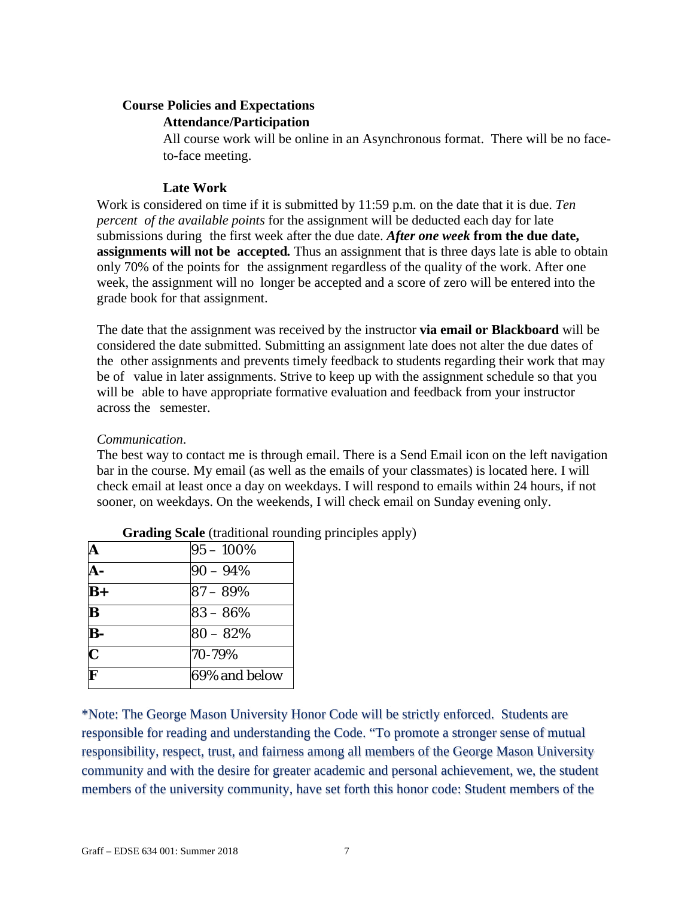### Course Policies and Expectations

#### Attendance/Participation

All course work will be online in an Asynchronous format. There will be no face-to-face meeting.

#### Late Work

Work is considered on time if it is submitted by 11:59 p.m. on the date that it is due. *Ten percent of the available points* for the assignment will be deducted each day for late submissions during the first week after the due date. ***After one week*** **from the due date, assignments will not be accepted.** Thus an assignment that is three days late is able to obtain only 70% of the points for the assignment regardless of the quality of the work. After one week, the assignment will no longer be accepted and a score of zero will be entered into the grade book for that assignment.

The date that the assignment was received by the instructor **via email or Blackboard** will be considered the date submitted. Submitting an assignment late does not alter the due dates of the other assignments and prevents timely feedback to students regarding their work that may be of value in later assignments. Strive to keep up with the assignment schedule so that you will be able to have appropriate formative evaluation and feedback from your instructor across the semester.

*Communication.*

The best way to contact me is through email. There is a Send Email icon on the left navigation bar in the course. My email (as well as the emails of your classmates) is located here. I will check email at least once a day on weekdays. I will respond to emails within 24 hours, if not sooner, on weekdays. On the weekends, I will check email on Sunday evening only.

**Grading Scale** (traditional rounding principles apply)

| Grade | Range |
|---|---|
| **A** | 95 – 100% |
| **A-** | 90 – 94% |
| **B+** | 87 – 89% |
| **B** | 83 – 86% |
| **B-** | 80 – 82% |
| **C** | 70-79% |
| **F** | 69% and below |

*Note: The George Mason University Honor Code will be strictly enforced. Students are responsible for reading and understanding the Code. "To promote a stronger sense of mutual responsibility, respect, trust, and fairness among all members of the George Mason University community and with the desire for greater academic and personal achievement, we, the student members of the university community, have set forth this honor code: Student members of the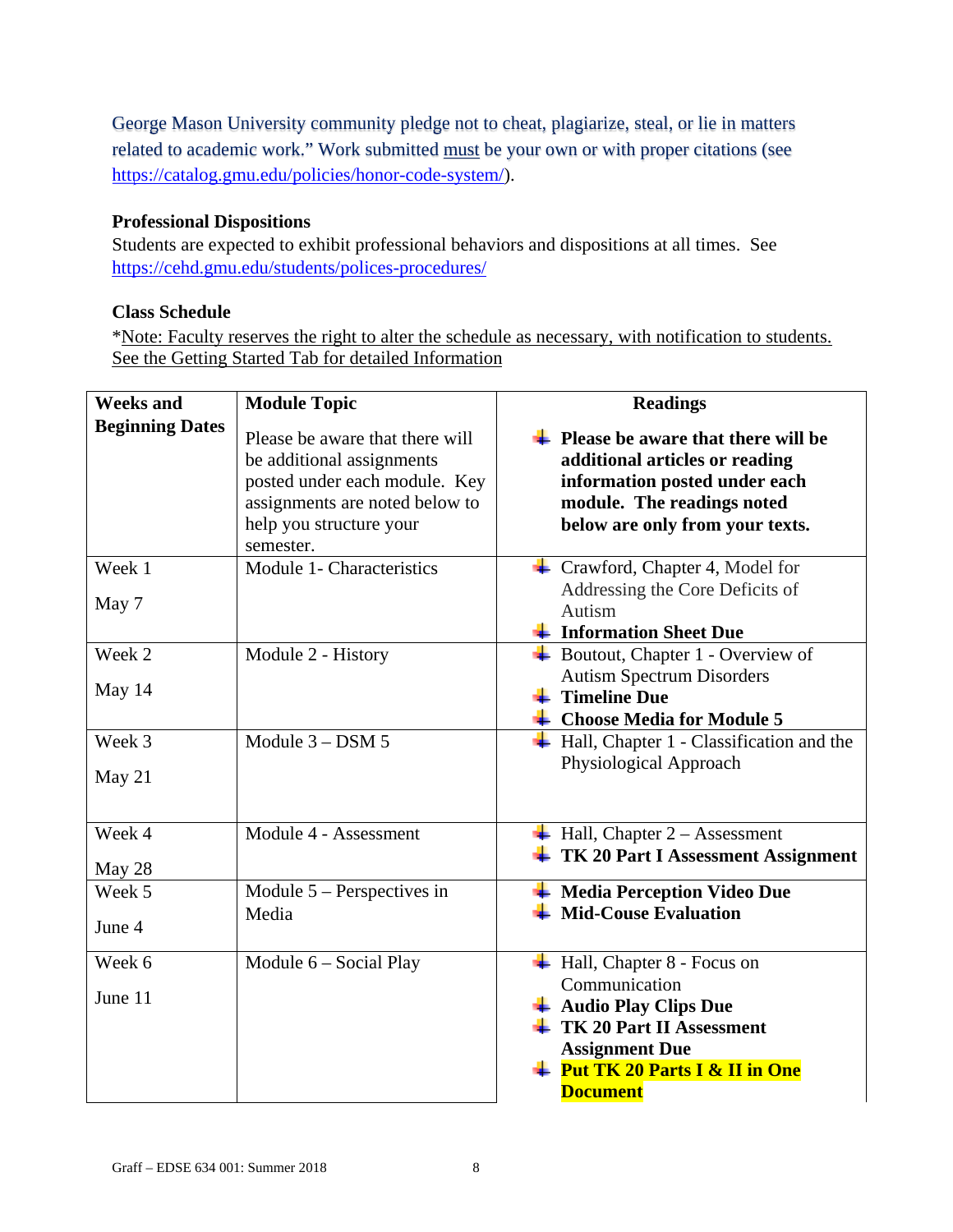George Mason University community pledge not to cheat, plagiarize, steal, or lie in matters related to academic work." Work submitted must be your own or with proper citations (see https://catalog.gmu.edu/policies/honor-code-system/).

**Professional Dispositions**

Students are expected to exhibit professional behaviors and dispositions at all times. See https://cehd.gmu.edu/students/polices-procedures/

**Class Schedule**

*Note: Faculty reserves the right to alter the schedule as necessary, with notification to students. See the Getting Started Tab for detailed Information

| Weeks and Beginning Dates | Module Topic<br>Please be aware that there will be additional assignments posted under each module. Key assignments are noted below to help you structure your semester. | Readings<br>- **Please be aware that there will be additional articles or reading information posted under each module. The readings noted below are only from your texts.** |
|---|---|---|
| Week 1<br>May 7 | Module 1- Characteristics | - Crawford, Chapter 4, Model for Addressing the Core Deficits of Autism<br>- **Information Sheet Due** |
| Week 2<br>May 14 | Module 2 - History | - Boutout, Chapter 1 - Overview of Autism Spectrum Disorders<br>- **Timeline Due**<br>- **Choose Media for Module 5** |
| Week 3<br>May 21 | Module 3 – DSM 5 | - Hall, Chapter 1 - Classification and the Physiological Approach |
| Week 4<br>May 28 | Module 4 - Assessment | - Hall, Chapter 2 – Assessment<br>- **TK 20 Part I Assessment Assignment** |
| Week 5<br>June 4 | Module 5 – Perspectives in Media | - **Media Perception Video Due**<br>- **Mid-Couse Evaluation** |
| Week 6<br>June 11 | Module 6 – Social Play | - Hall, Chapter 8 - Focus on Communication<br>- **Audio Play Clips Due**<br>- **TK 20 Part II Assessment Assignment Due**<br>- **Put TK 20 Parts I & II in One Document** |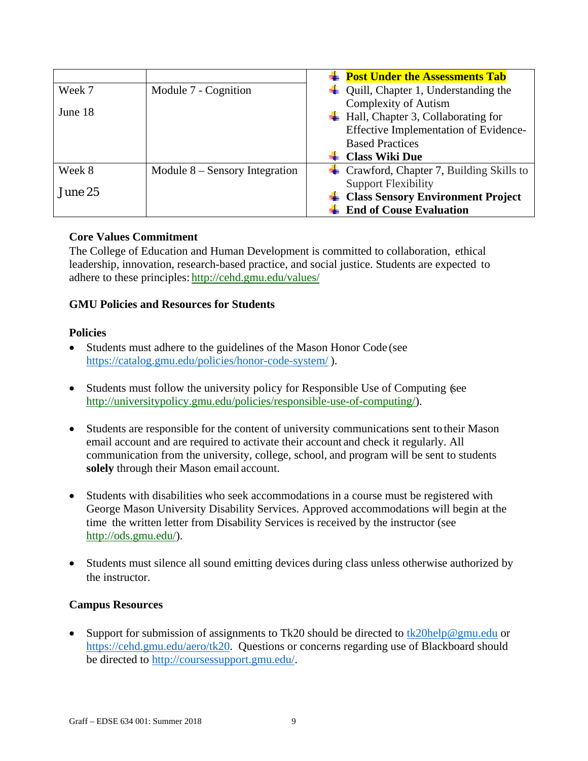| | | |
|---|---|---|
| | | ✚ **Post Under the Assessments Tab** |
| Week 7<br><br>June 18 | Module 7 - Cognition | ✚ Quill, Chapter 1, Understanding the Complexity of Autism<br>✚ Hall, Chapter 3, Collaborating for Effective Implementation of Evidence-Based Practices<br>✚ **Class Wiki Due** |
| Week 8<br><br>June 25 | Module 8 – Sensory Integration | ✚ Crawford, Chapter 7, Building Skills to Support Flexibility<br>✚ **Class Sensory Environment Project**<br>✚ **End of Couse Evaluation** |

**Core Values Commitment**

The College of Education and Human Development is committed to collaboration, ethical leadership, innovation, research-based practice, and social justice. Students are expected to adhere to these principles: http://cehd.gmu.edu/values/

**GMU Policies and Resources for Students**

**Policies**

- Students must adhere to the guidelines of the Mason Honor Code (see https://catalog.gmu.edu/policies/honor-code-system/ ).

- Students must follow the university policy for Responsible Use of Computing (see http://universitypolicy.gmu.edu/policies/responsible-use-of-computing/).

- Students are responsible for the content of university communications sent to their Mason email account and are required to activate their account and check it regularly. All communication from the university, college, school, and program will be sent to students **solely** through their Mason email account.

- Students with disabilities who seek accommodations in a course must be registered with George Mason University Disability Services. Approved accommodations will begin at the time the written letter from Disability Services is received by the instructor (see http://ods.gmu.edu/).

- Students must silence all sound emitting devices during class unless otherwise authorized by the instructor.

**Campus Resources**

- Support for submission of assignments to Tk20 should be directed to tk20help@gmu.edu or https://cehd.gmu.edu/aero/tk20. Questions or concerns regarding use of Blackboard should be directed to http://coursessupport.gmu.edu/.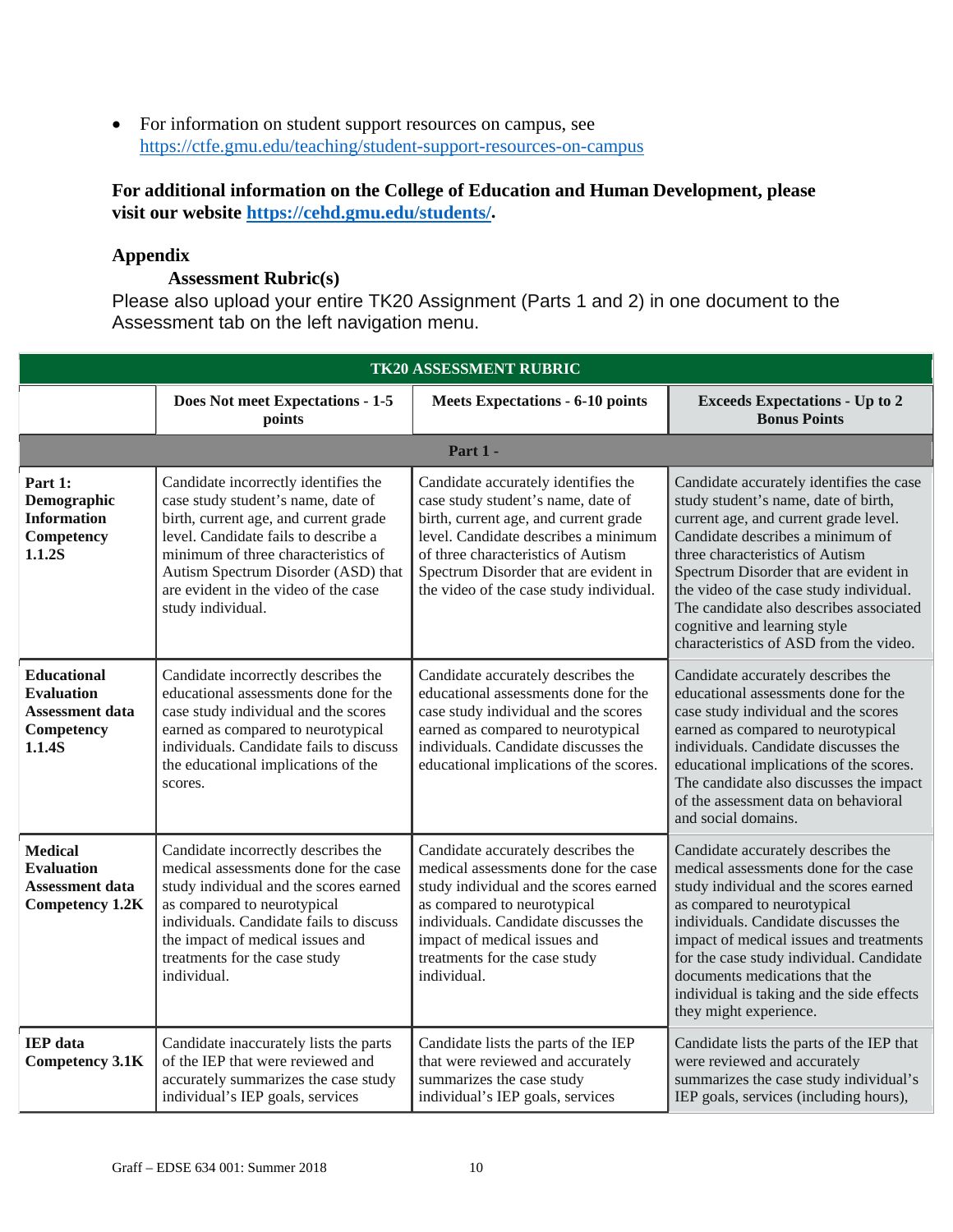- For information on student support resources on campus, see https://ctfe.gmu.edu/teaching/student-support-resources-on-campus

**For additional information on the College of Education and Human Development, please visit our website https://cehd.gmu.edu/students/.**

## Appendix

### Assessment Rubric(s)

Please also upload your entire TK20 Assignment (Parts 1 and 2) in one document to the Assessment tab on the left navigation menu.

| TK20 ASSESSMENT RUBRIC | | | |
|---|---|---|---|
| | **Does Not meet Expectations - 1-5 points** | **Meets Expectations - 6-10 points** | **Exceeds Expectations - Up to 2 Bonus Points** |
| **Part 1 -** | | | |
| **Part 1: Demographic Information Competency 1.1.2S** | Candidate incorrectly identifies the case study student's name, date of birth, current age, and current grade level. Candidate fails to describe a minimum of three characteristics of Autism Spectrum Disorder (ASD) that are evident in the video of the case study individual. | Candidate accurately identifies the case study student's name, date of birth, current age, and current grade level. Candidate describes a minimum of three characteristics of Autism Spectrum Disorder that are evident in the video of the case study individual. | Candidate accurately identifies the case study student's name, date of birth, current age, and current grade level. Candidate describes a minimum of three characteristics of Autism Spectrum Disorder that are evident in the video of the case study individual. The candidate also describes associated cognitive and learning style characteristics of ASD from the video. |
| **Educational Evaluation Assessment data Competency 1.1.4S** | Candidate incorrectly describes the educational assessments done for the case study individual and the scores earned as compared to neurotypical individuals. Candidate fails to discuss the educational implications of the scores. | Candidate accurately describes the educational assessments done for the case study individual and the scores earned as compared to neurotypical individuals. Candidate discusses the educational implications of the scores. | Candidate accurately describes the educational assessments done for the case study individual and the scores earned as compared to neurotypical individuals. Candidate discusses the educational implications of the scores. The candidate also discusses the impact of the assessment data on behavioral and social domains. |
| **Medical Evaluation Assessment data Competency 1.2K** | Candidate incorrectly describes the medical assessments done for the case study individual and the scores earned as compared to neurotypical individuals. Candidate fails to discuss the impact of medical issues and treatments for the case study individual. | Candidate accurately describes the medical assessments done for the case study individual and the scores earned as compared to neurotypical individuals. Candidate discusses the impact of medical issues and treatments for the case study individual. | Candidate accurately describes the medical assessments done for the case study individual and the scores earned as compared to neurotypical individuals. Candidate discusses the impact of medical issues and treatments for the case study individual. Candidate documents medications that the individual is taking and the side effects they might experience. |
| **IEP data Competency 3.1K** | Candidate inaccurately lists the parts of the IEP that were reviewed and accurately summarizes the case study individual's IEP goals, services | Candidate lists the parts of the IEP that were reviewed and accurately summarizes the case study individual's IEP goals, services | Candidate lists the parts of the IEP that were reviewed and accurately summarizes the case study individual's IEP goals, services (including hours), |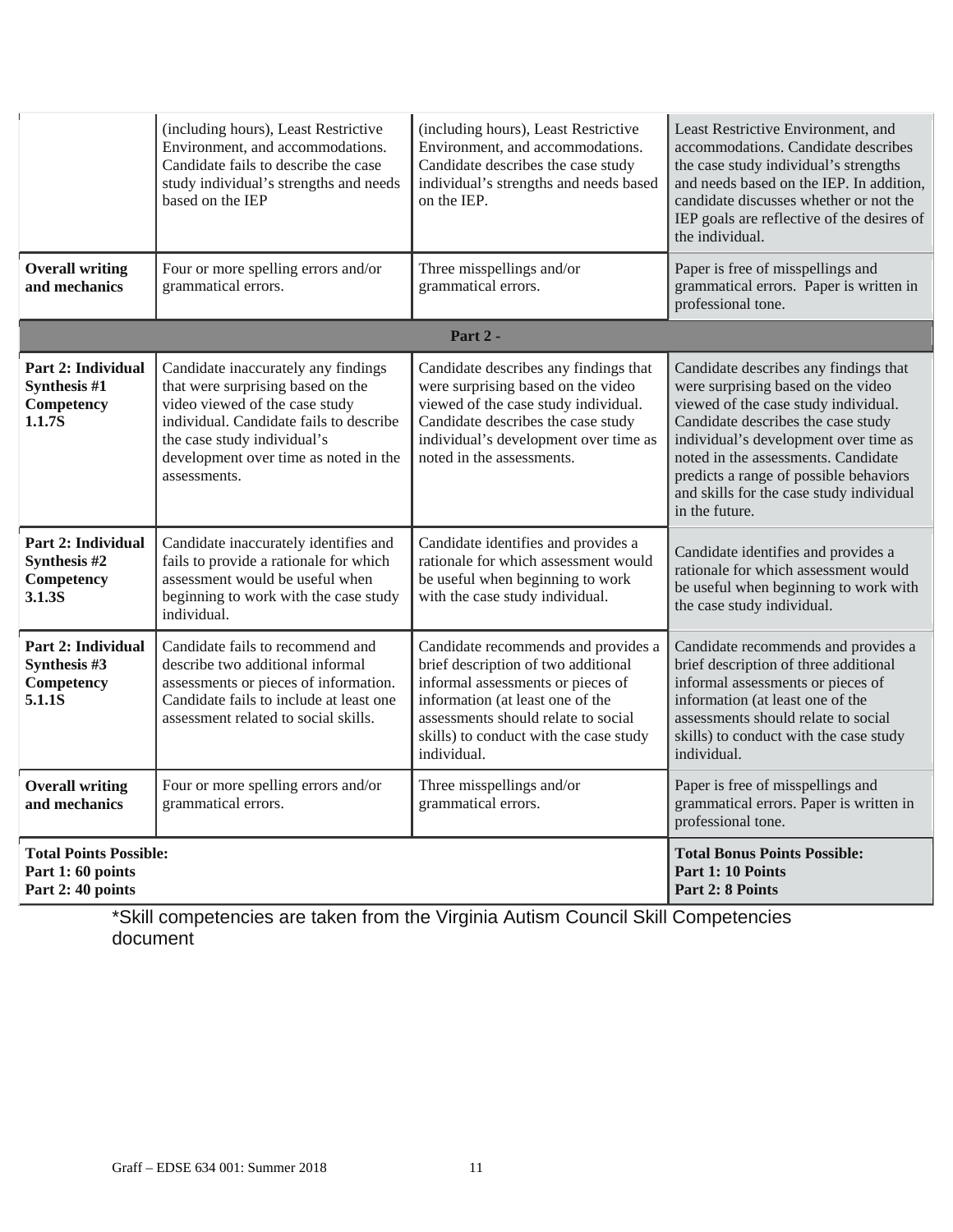| | | | |
|---|---|---|---|
| | (including hours), Least Restrictive Environment, and accommodations. Candidate fails to describe the case study individual's strengths and needs based on the IEP | (including hours), Least Restrictive Environment, and accommodations. Candidate describes the case study individual's strengths and needs based on the IEP. | Least Restrictive Environment, and accommodations. Candidate describes the case study individual's strengths and needs based on the IEP. In addition, candidate discusses whether or not the IEP goals are reflective of the desires of the individual. |
| **Overall writing and mechanics** | Four or more spelling errors and/or grammatical errors. | Three misspellings and/or grammatical errors. | Paper is free of misspellings and grammatical errors. Paper is written in professional tone. |
| **Part 2 -** | | | |
| **Part 2: Individual Synthesis #1 Competency 1.1.7S** | Candidate inaccurately any findings that were surprising based on the video viewed of the case study individual. Candidate fails to describe the case study individual's development over time as noted in the assessments. | Candidate describes any findings that were surprising based on the video viewed of the case study individual. Candidate describes the case study individual's development over time as noted in the assessments. | Candidate describes any findings that were surprising based on the video viewed of the case study individual. Candidate describes the case study individual's development over time as noted in the assessments. Candidate predicts a range of possible behaviors and skills for the case study individual in the future. |
| **Part 2: Individual Synthesis #2 Competency 3.1.3S** | Candidate inaccurately identifies and fails to provide a rationale for which assessment would be useful when beginning to work with the case study individual. | Candidate identifies and provides a rationale for which assessment would be useful when beginning to work with the case study individual. | Candidate identifies and provides a rationale for which assessment would be useful when beginning to work with the case study individual. |
| **Part 2: Individual Synthesis #3 Competency 5.1.1S** | Candidate fails to recommend and describe two additional informal assessments or pieces of information. Candidate fails to include at least one assessment related to social skills. | Candidate recommends and provides a brief description of two additional informal assessments or pieces of information (at least one of the assessments should relate to social skills) to conduct with the case study individual. | Candidate recommends and provides a brief description of three additional informal assessments or pieces of information (at least one of the assessments should relate to social skills) to conduct with the case study individual. |
| **Overall writing and mechanics** | Four or more spelling errors and/or grammatical errors. | Three misspellings and/or grammatical errors. | Paper is free of misspellings and grammatical errors. Paper is written in professional tone. |
| **Total Points Possible: Part 1: 60 points Part 2: 40 points** | | | **Total Bonus Points Possible: Part 1: 10 Points Part 2: 8 Points** |

*Skill competencies are taken from the Virginia Autism Council Skill Competencies document